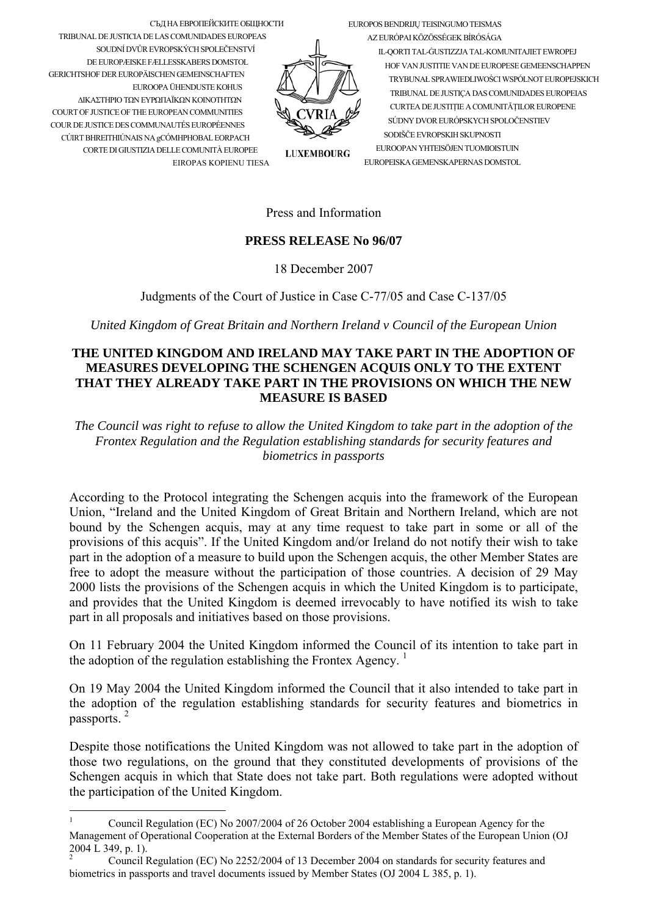СЪД НА ЕВРОПЕЙСКИТЕ ОБЩНОСТИ
TRIBUNAL DE JUSTICIA DE LAS COMUNIDADES EUROPEAS
SOUDNÍ DVŮR EVROPSKÝCH SPOLEČENSTVÍ
DE EUROPÆISKE FÆLLESSKABERS DOMSTOL
GERICHTSHOF DER EUROPÄISCHEN GEMEINSCHAFTEN
EUROOPA ÜHENDUSTE KOHUS
ΔΙΚΑΣΤΗΡΙΟ ΤΩΝ ΕΥΡΩΠΑΪΚΩΝ ΚΟΙΝΟΤΗΤΩΝ
COURT OF JUSTICE OF THE EUROPEAN COMMUNITIES
COUR DE JUSTICE DES COMMUNAUTÉS EUROPÉENNES
CÚIRT BHREITHIÚNAIS NA gCÓMHPHOBAL EORPACH
CORTE DI GIUSTIZIA DELLE COMUNITÀ EUROPEE
EIROPAS KOPIENU TIESA

CVRIA
LUXEMBOURG

EUROPOS BENDRIJŲ TEISINGUMO TEISMAS
AZ EURÓPAI KÖZÖSSÉGEK BÍRÓSÁGA
IL-QORTI TAL-ĠUSTIZZJA TAL-KOMUNITAJIET EWROPEJ
HOF VAN JUSTITIE VAN DE EUROPESE GEMEENSCHAPPEN
TRYBUNAŁ SPRAWIEDLIWOŚCI WSPÓLNOT EUROPEJSKICH
TRIBUNAL DE JUSTIÇA DAS COMUNIDADES EUROPEIAS
CURTEA DE JUSTIŢIE A COMUNITĂŢILOR EUROPENE
SÚDNY DVOR EURÓPSKYCH SPOLOČENSTIEV
SODIŠČE EVROPSKIH SKUPNOSTI
EUROOPAN YHTEISÖJEN TUOMIOISTUIN
EUROPEISKA GEMENSKAPERNAS DOMSTOL

Press and Information

**PRESS RELEASE No 96/07**

18 December 2007

Judgments of the Court of Justice in Case C-77/05 and Case C-137/05

*United Kingdom of Great Britain and Northern Ireland v Council of the European Union*

## THE UNITED KINGDOM AND IRELAND MAY TAKE PART IN THE ADOPTION OF MEASURES DEVELOPING THE SCHENGEN ACQUIS ONLY TO THE EXTENT THAT THEY ALREADY TAKE PART IN THE PROVISIONS ON WHICH THE NEW MEASURE IS BASED

*The Council was right to refuse to allow the United Kingdom to take part in the adoption of the Frontex Regulation and the Regulation establishing standards for security features and biometrics in passports*

According to the Protocol integrating the Schengen acquis into the framework of the European Union, "Ireland and the United Kingdom of Great Britain and Northern Ireland, which are not bound by the Schengen acquis, may at any time request to take part in some or all of the provisions of this acquis". If the United Kingdom and/or Ireland do not notify their wish to take part in the adoption of a measure to build upon the Schengen acquis, the other Member States are free to adopt the measure without the participation of those countries. A decision of 29 May 2000 lists the provisions of the Schengen acquis in which the United Kingdom is to participate, and provides that the United Kingdom is deemed irrevocably to have notified its wish to take part in all proposals and initiatives based on those provisions.

On 11 February 2004 the United Kingdom informed the Council of its intention to take part in the adoption of the regulation establishing the Frontex Agency. [1]

On 19 May 2004 the United Kingdom informed the Council that it also intended to take part in the adoption of the regulation establishing standards for security features and biometrics in passports. [2]

Despite those notifications the United Kingdom was not allowed to take part in the adoption of those two regulations, on the ground that they constituted developments of provisions of the Schengen acquis in which that State does not take part. Both regulations were adopted without the participation of the United Kingdom.

---

[1] Council Regulation (EC) No 2007/2004 of 26 October 2004 establishing a European Agency for the Management of Operational Cooperation at the External Borders of the Member States of the European Union (OJ 2004 L 349, p. 1).

[2] Council Regulation (EC) No 2252/2004 of 13 December 2004 on standards for security features and biometrics in passports and travel documents issued by Member States (OJ 2004 L 385, p. 1).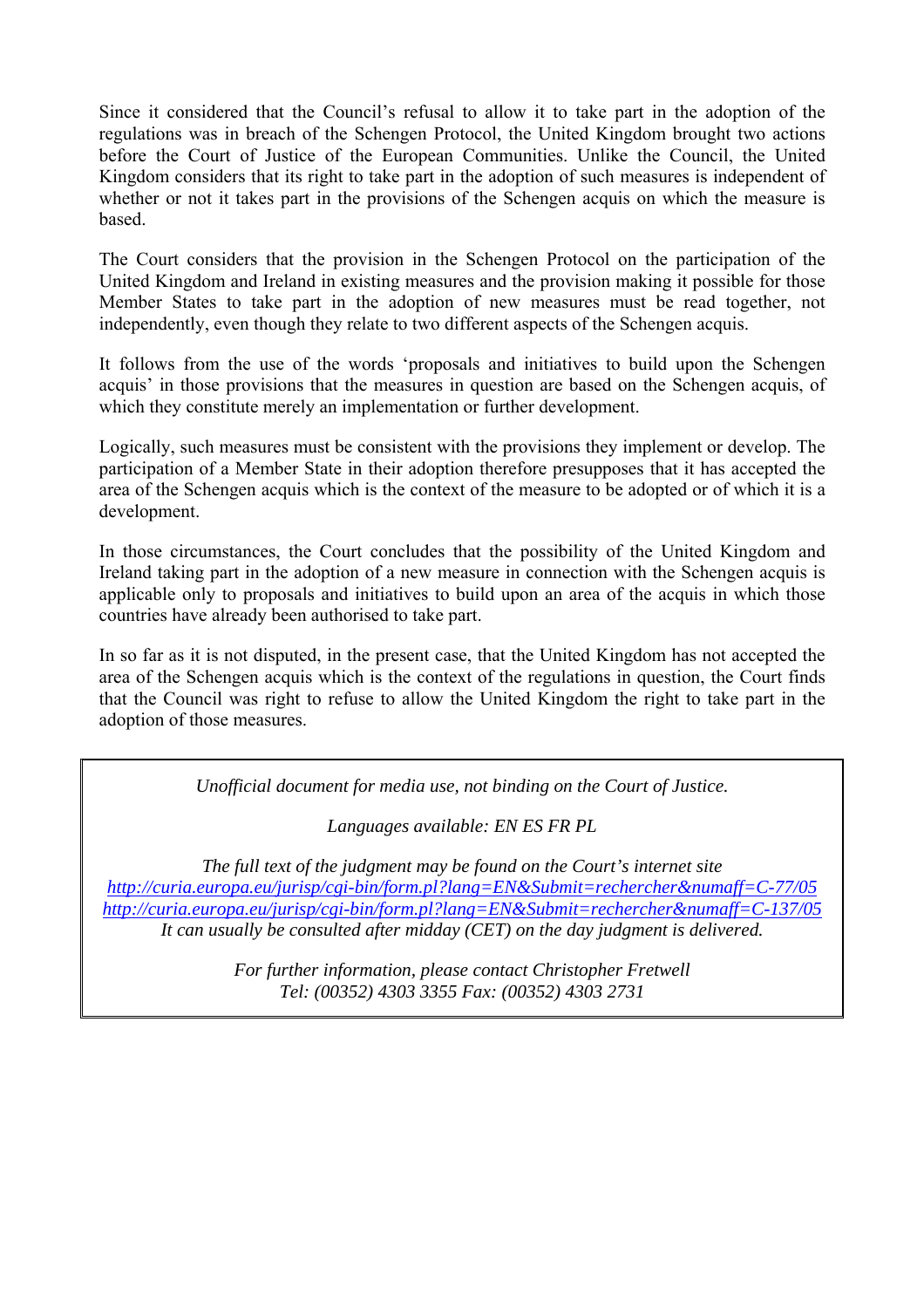Since it considered that the Council's refusal to allow it to take part in the adoption of the regulations was in breach of the Schengen Protocol, the United Kingdom brought two actions before the Court of Justice of the European Communities. Unlike the Council, the United Kingdom considers that its right to take part in the adoption of such measures is independent of whether or not it takes part in the provisions of the Schengen acquis on which the measure is based.

The Court considers that the provision in the Schengen Protocol on the participation of the United Kingdom and Ireland in existing measures and the provision making it possible for those Member States to take part in the adoption of new measures must be read together, not independently, even though they relate to two different aspects of the Schengen acquis.

It follows from the use of the words 'proposals and initiatives to build upon the Schengen acquis' in those provisions that the measures in question are based on the Schengen acquis, of which they constitute merely an implementation or further development.

Logically, such measures must be consistent with the provisions they implement or develop. The participation of a Member State in their adoption therefore presupposes that it has accepted the area of the Schengen acquis which is the context of the measure to be adopted or of which it is a development.

In those circumstances, the Court concludes that the possibility of the United Kingdom and Ireland taking part in the adoption of a new measure in connection with the Schengen acquis is applicable only to proposals and initiatives to build upon an area of the acquis in which those countries have already been authorised to take part.

In so far as it is not disputed, in the present case, that the United Kingdom has not accepted the area of the Schengen acquis which is the context of the regulations in question, the Court finds that the Council was right to refuse to allow the United Kingdom the right to take part in the adoption of those measures.

*Unofficial document for media use, not binding on the Court of Justice.*

*Languages available: EN ES FR PL*

*The full text of the judgment may be found on the Court's internet site*
*http://curia.europa.eu/jurisp/cgi-bin/form.pl?lang=EN&Submit=rechercher&numaff=C-77/05*
*http://curia.europa.eu/jurisp/cgi-bin/form.pl?lang=EN&Submit=rechercher&numaff=C-137/05*
*It can usually be consulted after midday (CET) on the day judgment is delivered.*

*For further information, please contact Christopher Fretwell*
*Tel: (00352) 4303 3355 Fax: (00352) 4303 2731*